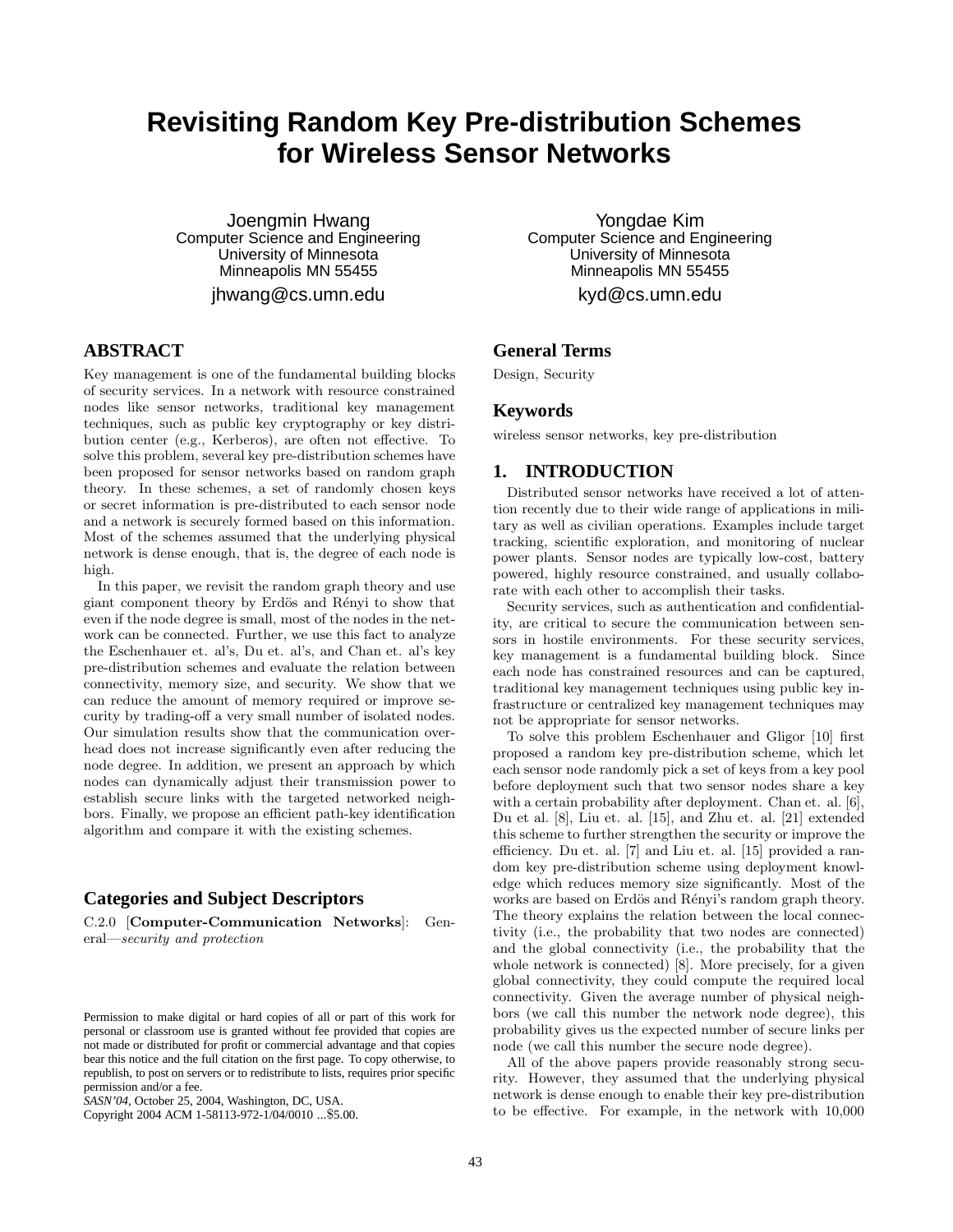# Revisiting Random Key Pre-distribution Schemes for Wireless Sensor Networks

Joengmin Hwang
Computer Science and Engineering
University of Minnesota
Minneapolis MN 55455
jhwang@cs.umn.edu

Yongdae Kim
Computer Science and Engineering
University of Minnesota
Minneapolis MN 55455
kyd@cs.umn.edu

## ABSTRACT

Key management is one of the fundamental building blocks of security services. In a network with resource constrained nodes like sensor networks, traditional key management techniques, such as public key cryptography or key distribution center (e.g., Kerberos), are often not effective. To solve this problem, several key pre-distribution schemes have been proposed for sensor networks based on random graph theory. In these schemes, a set of randomly chosen keys or secret information is pre-distributed to each sensor node and a network is securely formed based on this information. Most of the schemes assumed that the underlying physical network is dense enough, that is, the degree of each node is high.

In this paper, we revisit the random graph theory and use giant component theory by Erdös and Rényi to show that even if the node degree is small, most of the nodes in the network can be connected. Further, we use this fact to analyze the Eschenhauer et. al's, Du et. al's, and Chan et. al's key pre-distribution schemes and evaluate the relation between connectivity, memory size, and security. We show that we can reduce the amount of memory required or improve security by trading-off a very small number of isolated nodes. Our simulation results show that the communication overhead does not increase significantly even after reducing the node degree. In addition, we present an approach by which nodes can dynamically adjust their transmission power to establish secure links with the targeted networked neighbors. Finally, we propose an efficient path-key identification algorithm and compare it with the existing schemes.

## Categories and Subject Descriptors

C.2.0 [**Computer-Communication Networks**]: General—*security and protection*

Permission to make digital or hard copies of all or part of this work for personal or classroom use is granted without fee provided that copies are not made or distributed for profit or commercial advantage and that copies bear this notice and the full citation on the first page. To copy otherwise, to republish, to post on servers or to redistribute to lists, requires prior specific permission and/or a fee.
*SASN'04*, October 25, 2004, Washington, DC, USA.
Copyright 2004 ACM 1-58113-972-1/04/0010 ...$5.00.

## General Terms

Design, Security

## Keywords

wireless sensor networks, key pre-distribution

## 1. INTRODUCTION

Distributed sensor networks have received a lot of attention recently due to their wide range of applications in military as well as civilian operations. Examples include target tracking, scientific exploration, and monitoring of nuclear power plants. Sensor nodes are typically low-cost, battery powered, highly resource constrained, and usually collaborate with each other to accomplish their tasks.

Security services, such as authentication and confidentiality, are critical to secure the communication between sensors in hostile environments. For these security services, key management is a fundamental building block. Since each node has constrained resources and can be captured, traditional key management techniques using public key infrastructure or centralized key management techniques may not be appropriate for sensor networks.

To solve this problem Eschenhauer and Gligor [10] first proposed a random key pre-distribution scheme, which let each sensor node randomly pick a set of keys from a key pool before deployment such that two sensor nodes share a key with a certain probability after deployment. Chan et. al. [6], Du et al. [8], Liu et. al. [15], and Zhu et. al. [21] extended this scheme to further strengthen the security or improve the efficiency. Du et. al. [7] and Liu et. al. [15] provided a random key pre-distribution scheme using deployment knowledge which reduces memory size significantly. Most of the works are based on Erdös and Rényi's random graph theory. The theory explains the relation between the local connectivity (i.e., the probability that two nodes are connected) and the global connectivity (i.e., the probability that the whole network is connected) [8]. More precisely, for a given global connectivity, they could compute the required local connectivity. Given the average number of physical neighbors (we call this number the network node degree), this probability gives us the expected number of secure links per node (we call this number the secure node degree).

All of the above papers provide reasonably strong security. However, they assumed that the underlying physical network is dense enough to enable their key pre-distribution to be effective. For example, in the network with 10,000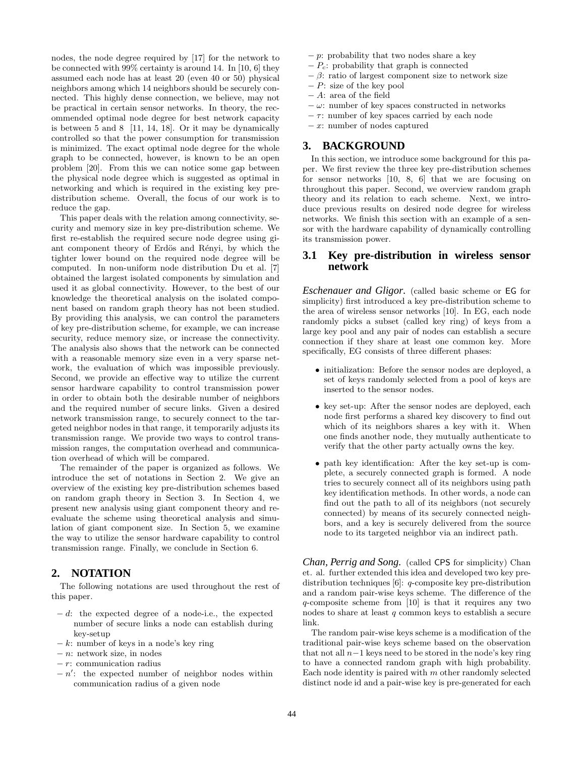nodes, the node degree required by [17] for the network to be connected with 99% certainty is around 14. In [10, 6] they assumed each node has at least 20 (even 40 or 50) physical neighbors among which 14 neighbors should be securely connected. This highly dense connection, we believe, may not be practical in certain sensor networks. In theory, the recommended optimal node degree for best network capacity is between 5 and 8 [11, 14, 18]. Or it may be dynamically controlled so that the power consumption for transmission is minimized. The exact optimal node degree for the whole graph to be connected, however, is known to be an open problem [20]. From this we can notice some gap between the physical node degree which is suggested as optimal in networking and which is required in the existing key pre-distribution scheme. Overall, the focus of our work is to reduce the gap.

This paper deals with the relation among connectivity, security and memory size in key pre-distribution scheme. We first re-establish the required secure node degree using giant component theory of Erdös and Rényi, by which the tighter lower bound on the required node degree will be computed. In non-uniform node distribution Du et al. [7] obtained the largest isolated components by simulation and used it as global connectivity. However, to the best of our knowledge the theoretical analysis on the isolated component based on random graph theory has not been studied. By providing this analysis, we can control the parameters of key pre-distribution scheme, for example, we can increase security, reduce memory size, or increase the connectivity. The analysis also shows that the network can be connected with a reasonable memory size even in a very sparse network, the evaluation of which was impossible previously. Second, we provide an effective way to utilize the current sensor hardware capability to control transmission power in order to obtain both the desirable number of neighbors and the required number of secure links. Given a desired network transmission range, to securely connect to the targeted neighbor nodes in that range, it temporarily adjusts its transmission range. We provide two ways to control transmission ranges, the computation overhead and communication overhead of which will be compared.

The remainder of the paper is organized as follows. We introduce the set of notations in Section 2. We give an overview of the existing key pre-distribution schemes based on random graph theory in Section 3. In Section 4, we present new analysis using giant component theory and re-evaluate the scheme using theoretical analysis and simulation of giant component size. In Section 5, we examine the way to utilize the sensor hardware capability to control transmission range. Finally, we conclude in Section 6.

## 2. NOTATION

The following notations are used throughout the rest of this paper.

- $d$: the expected degree of a node-i.e., the expected number of secure links a node can establish during key-setup
- $k$: number of keys in a node's key ring
- $n$: network size, in nodes
- $r$: communication radius
- $n'$: the expected number of neighbor nodes within communication radius of a given node
- $p$: probability that two nodes share a key
- $P_c$: probability that graph is connected
- $\beta$: ratio of largest component size to network size
- $P$: size of the key pool
- $A$: area of the field
- $\omega$: number of key spaces constructed in networks
- $\tau$: number of key spaces carried by each node
- $x$: number of nodes captured

## 3. BACKGROUND

In this section, we introduce some background for this paper. We first review the three key pre-distribution schemes for sensor networks [10, 8, 6] that we are focusing on throughout this paper. Second, we overview random graph theory and its relation to each scheme. Next, we introduce previous results on desired node degree for wireless networks. We finish this section with an example of a sensor with the hardware capability of dynamically controlling its transmission power.

### 3.1 Key pre-distribution in wireless sensor network

***Eschenauer and Gligor.*** (called basic scheme or EG for simplicity) first introduced a key pre-distribution scheme to the area of wireless sensor networks [10]. In EG, each node randomly picks a subset (called key ring) of keys from a large key pool and any pair of nodes can establish a secure connection if they share at least one common key. More specifically, EG consists of three different phases:

- initialization: Before the sensor nodes are deployed, a set of keys randomly selected from a pool of keys are inserted to the sensor nodes.
- key set-up: After the sensor nodes are deployed, each node first performs a shared key discovery to find out which of its neighbors shares a key with it. When one finds another node, they mutually authenticate to verify that the other party actually owns the key.
- path key identification: After the key set-up is complete, a securely connected graph is formed. A node tries to securely connect all of its neighbors using path key identification methods. In other words, a node can find out the path to all of its neighbors (not securely connected) by means of its securely connected neighbors, and a key is securely delivered from the source node to its targeted neighbor via an indirect path.

***Chan, Perrig and Song.*** (called CPS for simplicity) Chan et. al. further extended this idea and developed two key pre-distribution techniques [6]: $q$-composite key pre-distribution and a random pair-wise keys scheme. The difference of the $q$-composite scheme from [10] is that it requires any two nodes to share at least $q$ common keys to establish a secure link.

The random pair-wise keys scheme is a modification of the traditional pair-wise keys scheme based on the observation that not all $n-1$ keys need to be stored in the node's key ring to have a connected random graph with high probability. Each node identity is paired with $m$ other randomly selected distinct node id and a pair-wise key is pre-generated for each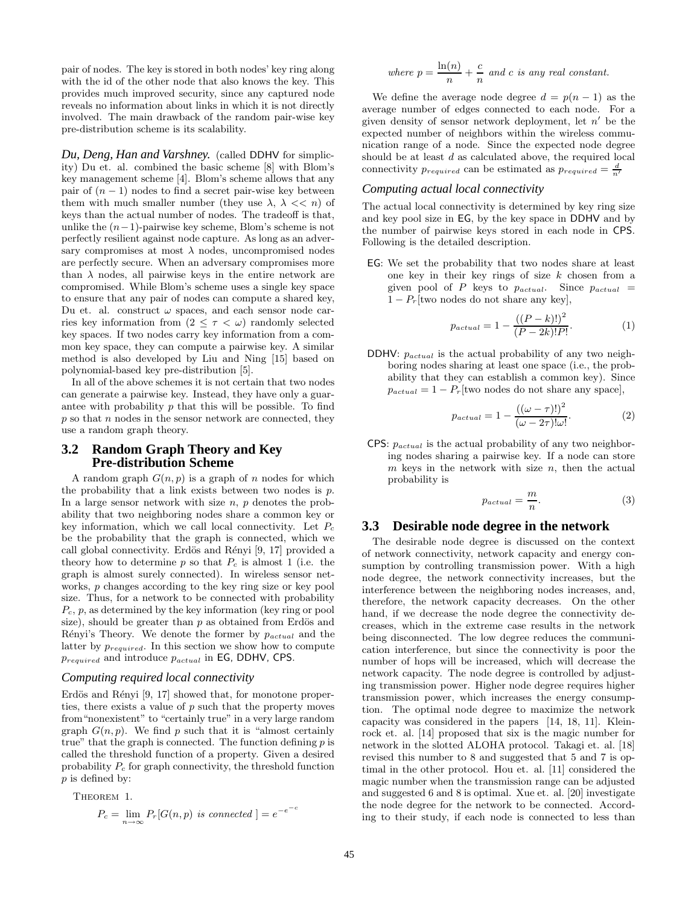pair of nodes. The key is stored in both nodes' key ring along with the id of the other node that also knows the key. This provides much improved security, since any captured node reveals no information about links in which it is not directly involved. The main drawback of the random pair-wise key pre-distribution scheme is its scalability.

***Du, Deng, Han and Varshney.*** (called DDHV for simplicity) Du et. al. combined the basic scheme [8] with Blom's key management scheme [4]. Blom's scheme allows that any pair of $(n-1)$ nodes to find a secret pair-wise key between them with much smaller number (they use $\lambda$, $\lambda << n$) of keys than the actual number of nodes. The tradeoff is that, unlike the $(n-1)$-pairwise key scheme, Blom's scheme is not perfectly resilient against node capture. As long as an adversary compromises at most $\lambda$ nodes, uncompromised nodes are perfectly secure. When an adversary compromises more than $\lambda$ nodes, all pairwise keys in the entire network are compromised. While Blom's scheme uses a single key space to ensure that any pair of nodes can compute a shared key, Du et. al. construct $\omega$ spaces, and each sensor node carries key information from $(2 \leq \tau < \omega)$ randomly selected key spaces. If two nodes carry key information from a common key space, they can compute a pairwise key. A similar method is also developed by Liu and Ning [15] based on polynomial-based key pre-distribution [5].

In all of the above schemes it is not certain that two nodes can generate a pairwise key. Instead, they have only a guarantee with probability $p$ that this will be possible. To find $p$ so that $n$ nodes in the sensor network are connected, they use a random graph theory.

## 3.2 Random Graph Theory and Key Pre-distribution Scheme

A random graph $G(n,p)$ is a graph of $n$ nodes for which the probability that a link exists between two nodes is $p$. In a large sensor network with size $n$, $p$ denotes the probability that two neighboring nodes share a common key or key information, which we call local connectivity. Let $P_c$ be the probability that the graph is connected, which we call global connectivity. Erdös and Rényi [9, 17] provided a theory how to determine $p$ so that $P_c$ is almost 1 (i.e. the graph is almost surely connected). In wireless sensor networks, $p$ changes according to the key ring size or key pool size. Thus, for a network to be connected with probability $P_c$, $p$, as determined by the key information (key ring or pool size), should be greater than $p$ as obtained from Erdös and Rényi's Theory. We denote the former by $p_{actual}$ and the latter by $p_{required}$. In this section we show how to compute $p_{required}$ and introduce $p_{actual}$ in EG, DDHV, CPS.

### Computing required local connectivity

Erdös and Rényi [9, 17] showed that, for monotone properties, there exists a value of $p$ such that the property moves from "nonexistent" to "certainly true" in a very large random graph $G(n,p)$. We find $p$ such that it is "almost certainly true" that the graph is connected. The function defining $p$ is called the threshold function of a property. Given a desired probability $P_c$ for graph connectivity, the threshold function $p$ is defined by:

THEOREM 1.

$$P_c = \lim_{n \to \infty} P_r[G(n,p) \text{ is connected }] = e^{-e^{-c}}$$

*where* $p = \frac{\ln(n)}{n} + \frac{c}{n}$ *and* $c$ *is any real constant.*

We define the average node degree $d = p(n-1)$ as the average number of edges connected to each node. For a given density of sensor network deployment, let $n'$ be the expected number of neighbors within the wireless communication range of a node. Since the expected node degree should be at least $d$ as calculated above, the required local connectivity $p_{required}$ can be estimated as $p_{required} = \frac{d}{n'}$

### Computing actual local connectivity

The actual local connectivity is determined by key ring size and key pool size in EG, by the key space in DDHV and by the number of pairwise keys stored in each node in CPS. Following is the detailed description.

- EG: We set the probability that two nodes share at least one key in their key rings of size $k$ chosen from a given pool of $P$ keys to $p_{actual}$. Since $p_{actual} = 1 - P_r$[two nodes do not share any key],

$$p_{actual} = 1 - \frac{((P-k)!)^2}{(P-2k)!P!}. \tag{1}$$

- DDHV: $p_{actual}$ is the actual probability of any two neighboring nodes sharing at least one space (i.e., the probability that they can establish a common key). Since $p_{actual} = 1 - P_r$[two nodes do not share any space],

$$p_{actual} = 1 - \frac{((\omega-\tau)!)^2}{(\omega-2\tau)!\omega!}. \tag{2}$$

- CPS: $p_{actual}$ is the actual probability of any two neighboring nodes sharing a pairwise key. If a node can store $m$ keys in the network with size $n$, then the actual probability is

$$p_{actual} = \frac{m}{n}. \tag{3}$$

## 3.3 Desirable node degree in the network

The desirable node degree is discussed on the context of network connectivity, network capacity and energy consumption by controlling transmission power. With a high node degree, the network connectivity increases, but the interference between the neighboring nodes increases, and, therefore, the network capacity decreases. On the other hand, if we decrease the node degree the connectivity decreases, which in the extreme case results in the network being disconnected. The low degree reduces the communication interference, but since the connectivity is poor the number of hops will be increased, which will decrease the network capacity. The node degree is controlled by adjusting transmission power. Higher node degree requires higher transmission power, which increases the energy consumption. The optimal node degree to maximize the network capacity was considered in the papers [14, 18, 11]. Kleinrock et. al. [14] proposed that six is the magic number for network in the slotted ALOHA protocol. Takagi et. al. [18] revised this number to 8 and suggested that 5 and 7 is optimal in the other protocol. Hou et. al. [11] considered the magic number when the transmission range can be adjusted and suggested 6 and 8 is optimal. Xue et. al. [20] investigate the node degree for the network to be connected. According to their study, if each node is connected to less than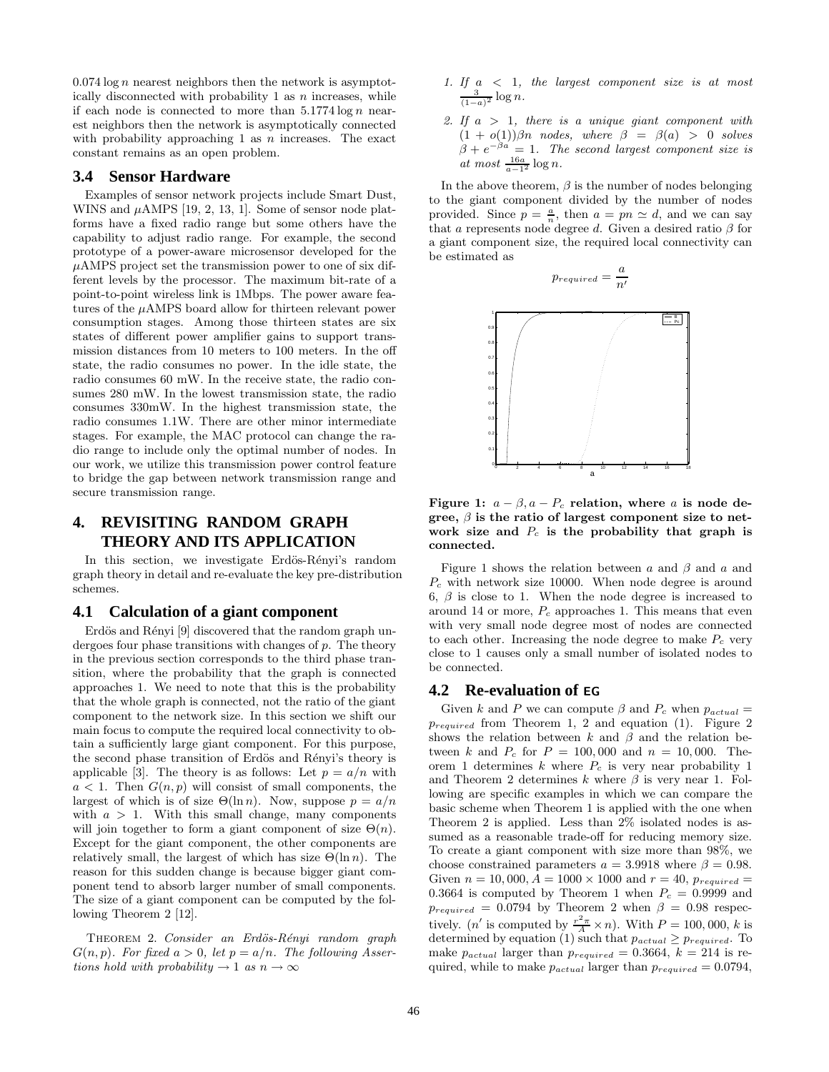$0.074 \log n$ nearest neighbors then the network is asymptotically disconnected with probability 1 as $n$ increases, while if each node is connected to more than $5.1774 \log n$ nearest neighbors then the network is asymptotically connected with probability approaching 1 as $n$ increases. The exact constant remains as an open problem.

### 3.4 Sensor Hardware

Examples of sensor network projects include Smart Dust, WINS and $\mu$AMPS [19, 2, 13, 1]. Some of sensor node platforms have a fixed radio range but some others have the capability to adjust radio range. For example, the second prototype of a power-aware microsensor developed for the $\mu$AMPS project set the transmission power to one of six different levels by the processor. The maximum bit-rate of a point-to-point wireless link is 1Mbps. The power aware features of the $\mu$AMPS board allow for thirteen relevant power consumption stages. Among those thirteen states are six states of different power amplifier gains to support transmission distances from 10 meters to 100 meters. In the off state, the radio consumes no power. In the idle state, the radio consumes 60 mW. In the receive state, the radio consumes 280 mW. In the lowest transmission state, the radio consumes 330mW. In the highest transmission state, the radio consumes 1.1W. There are other minor intermediate stages. For example, the MAC protocol can change the radio range to include only the optimal number of nodes. In our work, we utilize this transmission power control feature to bridge the gap between network transmission range and secure transmission range.

## 4. REVISITING RANDOM GRAPH THEORY AND ITS APPLICATION

In this section, we investigate Erdös-Rényi's random graph theory in detail and re-evaluate the key pre-distribution schemes.

### 4.1 Calculation of a giant component

Erdös and Rényi [9] discovered that the random graph undergoes four phase transitions with changes of $p$. The theory in the previous section corresponds to the third phase transition, where the probability that the graph is connected approaches 1. We need to note that this is the probability that the whole graph is connected, not the ratio of the giant component to the network size. In this section we shift our main focus to compute the required local connectivity to obtain a sufficiently large giant component. For this purpose, the second phase transition of Erdös and Rényi's theory is applicable [3]. The theory is as follows: Let $p = a/n$ with $a < 1$. Then $G(n,p)$ will consist of small components, the largest of which is of size $\Theta(\ln n)$. Now, suppose $p = a/n$ with $a > 1$. With this small change, many components will join together to form a giant component of size $\Theta(n)$. Except for the giant component, the other components are relatively small, the largest of which has size $\Theta(\ln n)$. The reason for this sudden change is because bigger giant component tend to absorb larger number of small components. The size of a giant component can be computed by the following Theorem 2 [12].

THEOREM 2. *Consider an Erdös-Rényi random graph $G(n,p)$. For fixed $a > 0$, let $p = a/n$. The following Assertions hold with probability $\to 1$ as $n \to \infty$*

1. *If $a < 1$, the largest component size is at most $\frac{3}{(1-a)^2} \log n$.*
2. *If $a > 1$, there is a unique giant component with $(1 + o(1))\beta n$ nodes, where $\beta = \beta(a) > 0$ solves $\beta + e^{-\beta a} = 1$. The second largest component size is at most $\frac{16a}{a-1^2} \log n$.*

In the above theorem, $\beta$ is the number of nodes belonging to the giant component divided by the number of nodes provided. Since $p = \frac{a}{n}$, then $a = pn \simeq d$, and we can say that $a$ represents node degree $d$. Given a desired ratio $\beta$ for a giant component size, the required local connectivity can be estimated as

$$p_{required} = \frac{a}{n'}$$

**Figure 1: $a - \beta, a - P_c$ relation, where $a$ is node degree, $\beta$ is the ratio of largest component size to network size and $P_c$ is the probability that graph is connected.**

Figure 1 shows the relation between $a$ and $\beta$ and $a$ and $P_c$ with network size 10000. When node degree is around 6, $\beta$ is close to 1. When the node degree is increased to around 14 or more, $P_c$ approaches 1. This means that even with very small node degree most of nodes are connected to each other. Increasing the node degree to make $P_c$ very close to 1 causes only a small number of isolated nodes to be connected.

### 4.2 Re-evaluation of EG

Given $k$ and $P$ we can compute $\beta$ and $P_c$ when $p_{actual} = p_{required}$ from Theorem 1, 2 and equation (1). Figure 2 shows the relation between $k$ and $\beta$ and the relation between $k$ and $P_c$ for $P = 100,000$ and $n = 10,000$. Theorem 1 determines $k$ where $P_c$ is very near probability 1 and Theorem 2 determines $k$ where $\beta$ is very near 1. Following are specific examples in which we can compare the basic scheme when Theorem 1 is applied with the one when Theorem 2 is applied. Less than 2% isolated nodes is assumed as a reasonable trade-off for reducing memory size. To create a giant component with size more than 98%, we choose constrained parameters $a = 3.9918$ where $\beta = 0.98$. Given $n = 10,000$, $A = 1000 \times 1000$ and $r = 40$, $p_{required} = 0.3664$ is computed by Theorem 1 when $P_c = 0.9999$ and $p_{required} = 0.0794$ by Theorem 2 when $\beta = 0.98$ respectively. ($n'$ is computed by $\frac{r^2\pi}{A} \times n$). With $P = 100,000$, $k$ is determined by equation (1) such that $p_{actual} \geq p_{required}$. To make $p_{actual}$ larger than $p_{required} = 0.3664$, $k = 214$ is required, while to make $p_{actual}$ larger than $p_{required} = 0.0794$,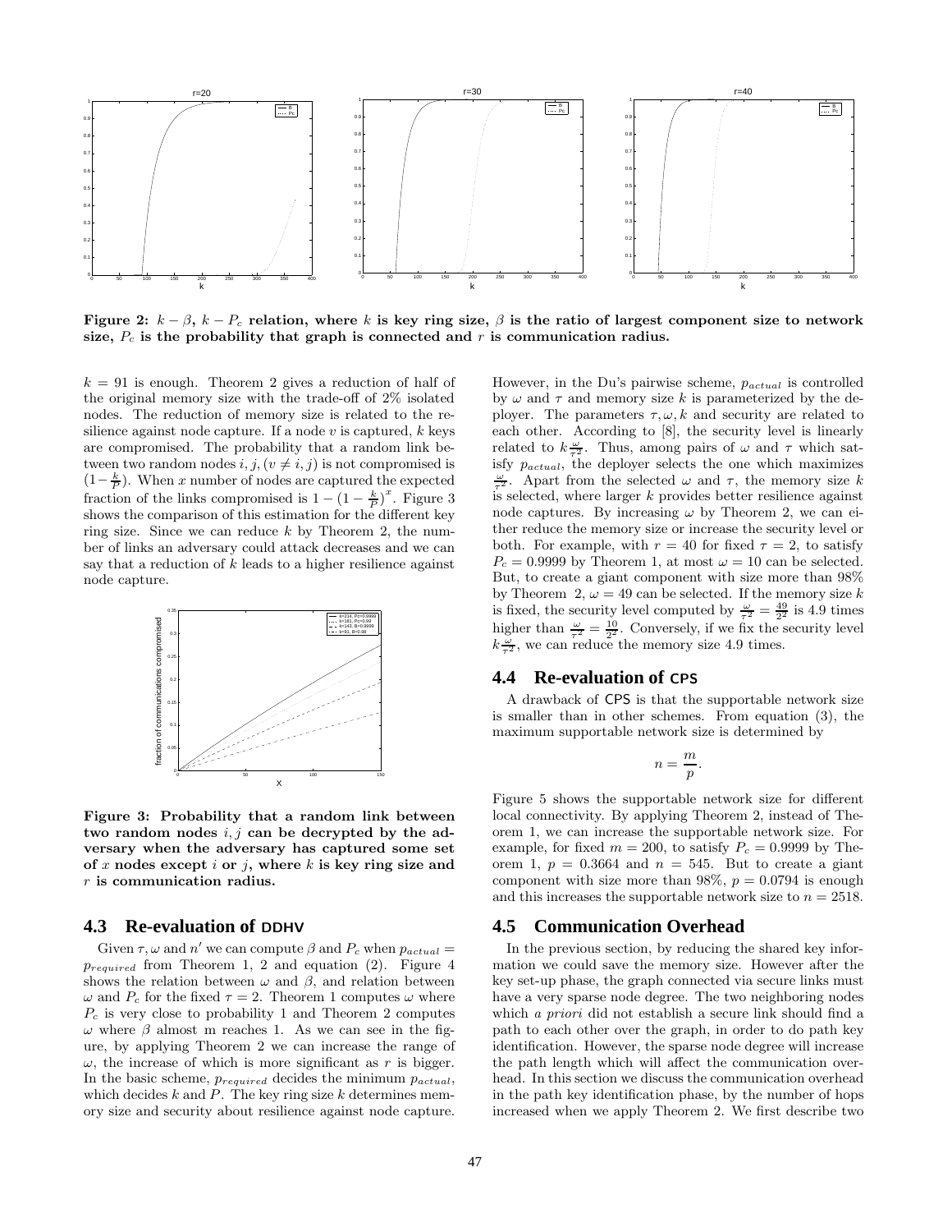Figure 2: $k - \beta$, $k - P_c$ relation, where $k$ is key ring size, $\beta$ is the ratio of largest component size to network size, $P_c$ is the probability that graph is connected and $r$ is communication radius.

$k = 91$ is enough. Theorem 2 gives a reduction of half of the original memory size with the trade-off of 2% isolated nodes. The reduction of memory size is related to the resilience against node capture. If a node $v$ is captured, $k$ keys are compromised. The probability that a random link between two random nodes $i, j, (v \neq i, j)$ is not compromised is $(1 - \frac{k}{P})$. When $x$ number of nodes are captured the expected fraction of the links compromised is $1 - (1 - \frac{k}{P})^x$. Figure 3 shows the comparison of this estimation for the different key ring size. Since we can reduce $k$ by Theorem 2, the number of links an adversary could attack decreases and we can say that a reduction of $k$ leads to a higher resilience against node capture.

Figure 3: Probability that a random link between two random nodes $i, j$ can be decrypted by the adversary when the adversary has captured some set of $x$ nodes except $i$ or $j$, where $k$ is key ring size and $r$ is communication radius.

## 4.3 Re-evaluation of DDHV

Given $\tau, \omega$ and $n'$ we can compute $\beta$ and $P_c$ when $p_{actual} = p_{required}$ from Theorem 1, 2 and equation (2). Figure 4 shows the relation between $\omega$ and $\beta$, and relation between $\omega$ and $P_c$ for the fixed $\tau = 2$. Theorem 1 computes $\omega$ where $P_c$ is very close to probability 1 and Theorem 2 computes $\omega$ where $\beta$ almost m reaches 1. As we can see in the figure, by applying Theorem 2 we can increase the range of $\omega$, the increase of which is more significant as $r$ is bigger. In the basic scheme, $p_{required}$ decides the minimum $p_{actual}$, which decides $k$ and $P$. The key ring size $k$ determines memory size and security about resilience against node capture. However, in the Du's pairwise scheme, $p_{actual}$ is controlled by $\omega$ and $\tau$ and memory size $k$ is parameterized by the deployer. The parameters $\tau, \omega, k$ and security are related to each other. According to [8], the security level is linearly related to $k\frac{\omega}{\tau^2}$. Thus, among pairs of $\omega$ and $\tau$ which satisfy $p_{actual}$, the deployer selects the one which maximizes $\frac{\omega}{\tau^2}$. Apart from the selected $\omega$ and $\tau$, the memory size $k$ is selected, where larger $k$ provides better resilience against node captures. By increasing $\omega$ by Theorem 2, we can either reduce the memory size or increase the security level or both. For example, with $r = 40$ for fixed $\tau = 2$, to satisfy $P_c = 0.9999$ by Theorem 1, at most $\omega = 10$ can be selected. But, to create a giant component with size more than 98% by Theorem 2, $\omega = 49$ can be selected. If the memory size $k$ is fixed, the security level computed by $\frac{\omega}{\tau^2} = \frac{49}{2^2}$ is 4.9 times higher than $\frac{\omega}{\tau^2} = \frac{10}{2^2}$. Conversely, if we fix the security level $k\frac{\omega}{\tau^2}$, we can reduce the memory size 4.9 times.

## 4.4 Re-evaluation of CPS

A drawback of CPS is that the supportable network size is smaller than in other schemes. From equation (3), the maximum supportable network size is determined by

$$n = \frac{m}{p}.$$

Figure 5 shows the supportable network size for different local connectivity. By applying Theorem 2, instead of Theorem 1, we can increase the supportable network size. For example, for fixed $m = 200$, to satisfy $P_c = 0.9999$ by Theorem 1, $p = 0.3664$ and $n = 545$. But to create a giant component with size more than 98%, $p = 0.0794$ is enough and this increases the supportable network size to $n = 2518$.

## 4.5 Communication Overhead

In the previous section, by reducing the shared key information we could save the memory size. However after the key set-up phase, the graph connected via secure links must have a very sparse node degree. The two neighboring nodes which *a priori* did not establish a secure link should find a path to each other over the graph, in order to do path key identification. However, the sparse node degree will increase the path length which will affect the communication overhead. In this section we discuss the communication overhead in the path key identification phase, by the number of hops increased when we apply Theorem 2. We first describe two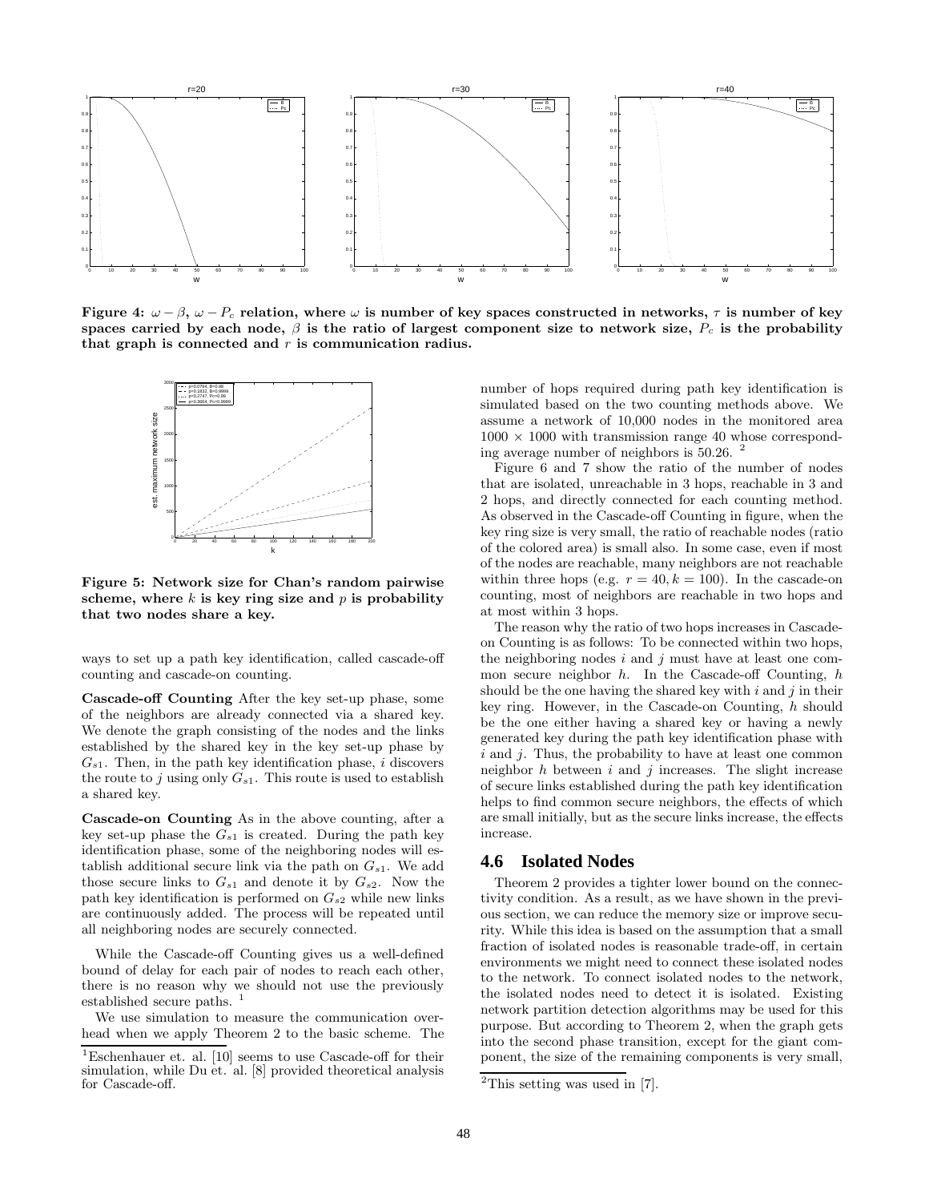**Figure 4: $\omega - \beta$, $\omega - P_c$ relation, where $\omega$ is number of key spaces constructed in networks, $\tau$ is number of key spaces carried by each node, $\beta$ is the ratio of largest component size to network size, $P_c$ is the probability that graph is connected and $r$ is communication radius.**

**Figure 5: Network size for Chan's random pairwise scheme, where $k$ is key ring size and $p$ is probability that two nodes share a key.**

ways to set up a path key identification, called cascade-off counting and cascade-on counting.

**Cascade-off Counting** After the key set-up phase, some of the neighbors are already connected via a shared key. We denote the graph consisting of the nodes and the links established by the shared key in the key set-up phase by $G_{s1}$. Then, in the path key identification phase, $i$ discovers the route to $j$ using only $G_{s1}$. This route is used to establish a shared key.

**Cascade-on Counting** As in the above counting, after a key set-up phase the $G_{s1}$ is created. During the path key identification phase, some of the neighboring nodes will establish additional secure link via the path on $G_{s1}$. We add those secure links to $G_{s1}$ and denote it by $G_{s2}$. Now the path key identification is performed on $G_{s2}$ while new links are continuously added. The process will be repeated until all neighboring nodes are securely connected.

While the Cascade-off Counting gives us a well-defined bound of delay for each pair of nodes to reach each other, there is no reason why we should not use the previously established secure paths. [1]

We use simulation to measure the communication overhead when we apply Theorem 2 to the basic scheme. The number of hops required during path key identification is simulated based on the two counting methods above. We assume a network of 10,000 nodes in the monitored area $1000 \times 1000$ with transmission range 40 whose corresponding average number of neighbors is 50.26. [2]

Figure 6 and 7 show the ratio of the number of nodes that are isolated, unreachable in 3 hops, reachable in 3 and 2 hops, and directly connected for each counting method. As observed in the Cascade-off Counting in figure, when the key ring size is very small, the ratio of reachable nodes (ratio of the colored area) is small also. In some case, even if most of the nodes are reachable, many neighbors are not reachable within three hops (e.g. $r = 40, k = 100$). In the cascade-on counting, most of neighbors are reachable in two hops and at most within 3 hops.

The reason why the ratio of two hops increases in Cascade-on Counting is as follows: To be connected within two hops, the neighboring nodes $i$ and $j$ must have at least one common secure neighbor $h$. In the Cascade-off Counting, $h$ should be the one having the shared key with $i$ and $j$ in their key ring. However, in the Cascade-on Counting, $h$ should be the one either having a shared key or having a newly generated key during the path key identification phase with $i$ and $j$. Thus, the probability to have at least one common neighbor $h$ between $i$ and $j$ increases. The slight increase of secure links established during the path key identification helps to find common secure neighbors, the effects of which are small initially, but as the secure links increase, the effects increase.

## 4.6 Isolated Nodes

Theorem 2 provides a tighter lower bound on the connectivity condition. As a result, as we have shown in the previous section, we can reduce the memory size or improve security. While this idea is based on the assumption that a small fraction of isolated nodes is reasonable trade-off, in certain environments we might need to connect these isolated nodes to the network. To connect isolated nodes to the network, the isolated nodes need to detect it is isolated. Existing network partition detection algorithms may be used for this purpose. But according to Theorem 2, when the graph gets into the second phase transition, except for the giant component, the size of the remaining components is very small,

[1] Eschenhauer et. al. [10] seems to use Cascade-off for their simulation, while Du et. al. [8] provided theoretical analysis for Cascade-off.

[2] This setting was used in [7].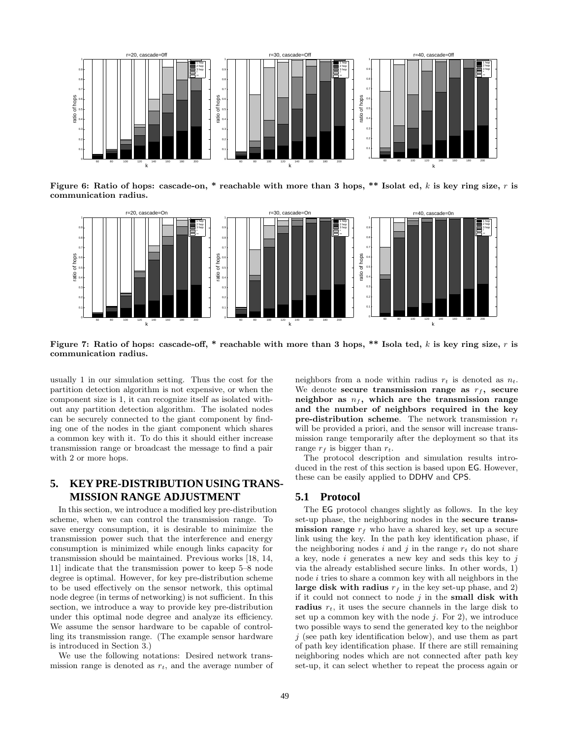Figure 6: Ratio of hops: cascade-on, * reachable with more than 3 hops, ** Isolat ed, $k$ is key ring size, $r$ is communication radius.

Figure 7: Ratio of hops: cascade-off, * reachable with more than 3 hops, ** Isola ted, $k$ is key ring size, $r$ is communication radius.

usually 1 in our simulation setting. Thus the cost for the partition detection algorithm is not expensive, or when the component size is 1, it can recognize itself as isolated without any partition detection algorithm. The isolated nodes can be securely connected to the giant component by finding one of the nodes in the giant component which shares a common key with it. To do this it should either increase transmission range or broadcast the message to find a pair with 2 or more hops.

# 5. KEY PRE-DISTRIBUTION USING TRANSMISSION RANGE ADJUSTMENT

In this section, we introduce a modified key pre-distribution scheme, when we can control the transmission range. To save energy consumption, it is desirable to minimize the transmission power such that the interference and energy consumption is minimized while enough links capacity for transmission should be maintained. Previous works [18, 14, 11] indicate that the transmission power to keep 5–8 node degree is optimal. However, for key pre-distribution scheme to be used effectively on the sensor network, this optimal node degree (in terms of networking) is not sufficient. In this section, we introduce a way to provide key pre-distribution under this optimal node degree and analyze its efficiency. We assume the sensor hardware to be capable of controlling its transmission range. (The example sensor hardware is introduced in Section 3.)

We use the following notations: Desired network transmission range is denoted as $r_t$, and the average number of neighbors from a node within radius $r_t$ is denoted as $n_t$. We denote **secure transmission range as $r_f$, secure neighbor as $n_f$, which are the transmission range and the number of neighbors required in the key pre-distribution scheme**. The network transmission $r_t$ will be provided a priori, and the sensor will increase transmission range temporarily after the deployment so that its range $r_f$ is bigger than $r_t$.

The protocol description and simulation results introduced in the rest of this section is based upon EG. However, these can be easily applied to DDHV and CPS.

## 5.1 Protocol

The EG protocol changes slightly as follows. In the key set-up phase, the neighboring nodes in the **secure transmission range** $r_f$ who have a shared key, set up a secure link using the key. In the path key identification phase, if the neighboring nodes $i$ and $j$ in the range $r_t$ do not share a key, node $i$ generates a new key and seds this key to $j$ via the already established secure links. In other words, 1) node $i$ tries to share a common key with all neighbors in the **large disk with radius** $r_f$ in the key set-up phase, and 2) if it could not connect to node $j$ in the **small disk with radius** $r_t$, it uses the secure channels in the large disk to set up a common key with the node $j$. For 2), we introduce two possible ways to send the generated key to the neighbor $j$ (see path key identification below), and use them as part of path key identification phase. If there are still remaining neighboring nodes which are not connected after path key set-up, it can select whether to repeat the process again or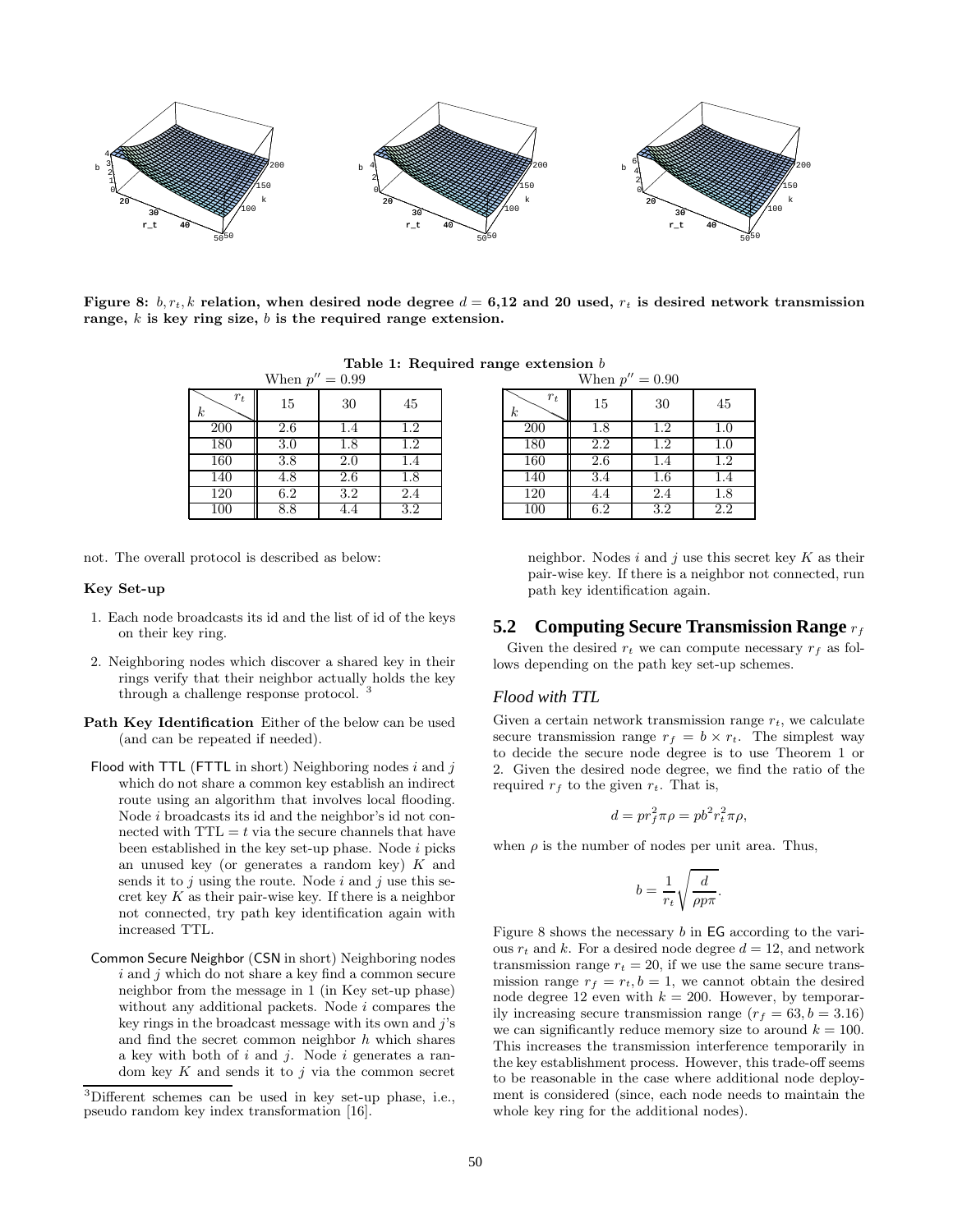**Figure 8: $b, r_t, k$ relation, when desired node degree $d$ = 6,12 and 20 used, $r_t$ is desired network transmission range, $k$ is key ring size, $b$ is the required range extension.**

**Table 1: Required range extension $b$**

When $p'' = 0.99$

| $k$ \ $r_t$ | 15 | 30 | 45 |
|---|---|---|---|
| 200 | 2.6 | 1.4 | 1.2 |
| 180 | 3.0 | 1.8 | 1.2 |
| 160 | 3.8 | 2.0 | 1.4 |
| 140 | 4.8 | 2.6 | 1.8 |
| 120 | 6.2 | 3.2 | 2.4 |
| 100 | 8.8 | 4.4 | 3.2 |

When $p'' = 0.90$

| $k$ \ $r_t$ | 15 | 30 | 45 |
|---|---|---|---|
| 200 | 1.8 | 1.2 | 1.0 |
| 180 | 2.2 | 1.2 | 1.0 |
| 160 | 2.6 | 1.4 | 1.2 |
| 140 | 3.4 | 1.6 | 1.4 |
| 120 | 4.4 | 2.4 | 1.8 |
| 100 | 6.2 | 3.2 | 2.2 |

not. The overall protocol is described as below:

**Key Set-up**

1. Each node broadcasts its id and the list of id of the keys on their key ring.
2. Neighboring nodes which discover a shared key in their rings verify that their neighbor actually holds the key through a challenge response protocol. [3]

**Path Key Identification** Either of the below can be used (and can be repeated if needed).

Flood with TTL (FTTL in short) Neighboring nodes $i$ and $j$ which do not share a common key establish an indirect route using an algorithm that involves local flooding. Node $i$ broadcasts its id and the neighbor's id not connected with TTL $= t$ via the secure channels that have been established in the key set-up phase. Node $i$ picks an unused key (or generates a random key) $K$ and sends it to $j$ using the route. Node $i$ and $j$ use this secret key $K$ as their pair-wise key. If there is a neighbor not connected, try path key identification again with increased TTL.

Common Secure Neighbor (CSN in short) Neighboring nodes $i$ and $j$ which do not share a key find a common secure neighbor from the message in 1 (in Key set-up phase) without any additional packets. Node $i$ compares the key rings in the broadcast message with its own and $j$'s and find the secret common neighbor $h$ which shares a key with both of $i$ and $j$. Node $i$ generates a random key $K$ and sends it to $j$ via the common secret neighbor. Nodes $i$ and $j$ use this secret key $K$ as their pair-wise key. If there is a neighbor not connected, run path key identification again.

[3]Different schemes can be used in key set-up phase, i.e., pseudo random key index transformation [16].

## 5.2 Computing Secure Transmission Range $r_f$

Given the desired $r_t$ we can compute necessary $r_f$ as follows depending on the path key set-up schemes.

### *Flood with TTL*

Given a certain network transmission range $r_t$, we calculate secure transmission range $r_f = b \times r_t$. The simplest way to decide the secure node degree is to use Theorem 1 or 2. Given the desired node degree, we find the ratio of the required $r_f$ to the given $r_t$. That is,

$$d = pr_f^2 \pi \rho = pb^2 r_t^2 \pi \rho,$$

when $\rho$ is the number of nodes per unit area. Thus,

$$b = \frac{1}{r_t}\sqrt{\frac{d}{\rho p \pi}}.$$

Figure 8 shows the necessary $b$ in EG according to the various $r_t$ and $k$. For a desired node degree $d = 12$, and network transmission range $r_t = 20$, if we use the same secure transmission range $r_f = r_t, b = 1$, we cannot obtain the desired node degree 12 even with $k = 200$. However, by temporarily increasing secure transmission range ($r_f = 63, b = 3.16$) we can significantly reduce memory size to around $k = 100$. This increases the transmission interference temporarily in the key establishment process. However, this trade-off seems to be reasonable in the case where additional node deployment is considered (since, each node needs to maintain the whole key ring for the additional nodes).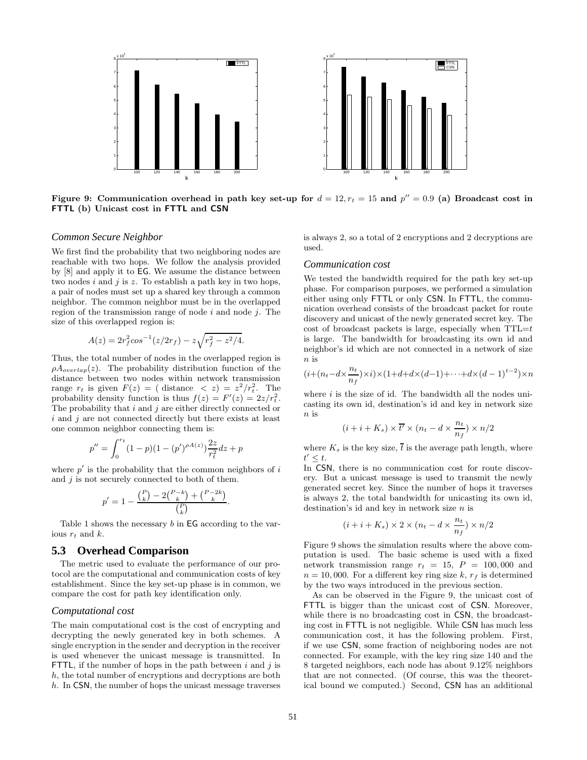Figure 9: Communication overhead in path key set-up for $d = 12, r_t = 15$ and $p'' = 0.9$ (a) Broadcast cost in FTTL (b) Unicast cost in FTTL and CSN

### Common Secure Neighbor

We first find the probability that two neighboring nodes are reachable with two hops. We follow the analysis provided by [8] and apply it to EG. We assume the distance between two nodes $i$ and $j$ is $z$. To establish a path key in two hops, a pair of nodes must set up a shared key through a common neighbor. The common neighbor must be in the overlapped region of the transmission range of node $i$ and node $j$. The size of this overlapped region is:

$$A(z) = 2r_f^2 cos^{-1}(z/2r_f) - z\sqrt{r_f^2 - z^2/4}.$$

Thus, the total number of nodes in the overlapped region is $\rho A_{overlap}(z)$. The probability distribution function of the distance between two nodes within network transmission range $r_t$ is given $F(z) = (\text{ distance } < z) = z^2/r_t^2$. The probability density function is thus $f(z) = F'(z) = 2z/r_t^2$. The probability that $i$ and $j$ are either directly connected or $i$ and $j$ are not connected directly but there exists at least one common neighbor connecting them is:

$$p'' = \int_0^{r_t} (1-p)(1-(p')^{\rho A(z)})\frac{2z}{r_t^2}dz + p$$

where $p'$ is the probability that the common neighbors of $i$ and $j$ is not securely connected to both of them.

$$p' = 1 - \frac{\binom{P}{k} - 2\binom{P-k}{k} + \binom{P-2k}{k}}{\binom{P}{k}}.$$

Table 1 shows the necessary $b$ in EG according to the various $r_t$ and $k$.

## 5.3 Overhead Comparison

The metric used to evaluate the performance of our protocol are the computational and communication costs of key establishment. Since the key set-up phase is in common, we compare the cost for path key identification only.

### Computational cost

The main computational cost is the cost of encrypting and decrypting the newly generated key in both schemes. A single encryption in the sender and decryption in the receiver is used whenever the unicast message is transmitted. In FTTL, if the number of hops in the path between $i$ and $j$ is $h$, the total number of encryptions and decryptions are both $h$. In CSN, the number of hops the unicast message traverses is always 2, so a total of 2 encryptions and 2 decryptions are used.

### Communication cost

We tested the bandwidth required for the path key set-up phase. For comparison purposes, we performed a simulation either using only FTTL or only CSN. In FTTL, the communication overhead consists of the broadcast packet for route discovery and unicast of the newly generated secret key. The cost of broadcast packets is large, especially when TTL=$t$ is large. The bandwidth for broadcasting its own id and neighbor's id which are not connected in a network of size $n$ is

$$(i+(n_t - d\times\frac{n_t}{n_f})\times i)\times(1+d+d\times(d-1)+\cdots+d\times(d-1)^{t-2})\times n$$

where $i$ is the size of id. The bandwidth all the nodes unicasting its own id, destination's id and key in network size $n$ is

$$(i + i + K_s) \times \overline{t'} \times (n_t - d \times \frac{n_t}{n_f}) \times n/2$$

where $K_s$ is the key size, $\overline{t}$ is the average path length, where $t' \leq t$.

In CSN, there is no communication cost for route discovery. But a unicast message is used to transmit the newly generated secret key. Since the number of hops it traverses is always 2, the total bandwidth for unicasting its own id, destination's id and key in network size $n$ is

$$(i + i + K_s) \times 2 \times (n_t - d \times \frac{n_t}{n_f}) \times n/2$$

Figure 9 shows the simulation results where the above computation is used. The basic scheme is used with a fixed network transmission range $r_t = 15$, $P = 100,000$ and $n = 10,000$. For a different key ring size $k$, $r_f$ is determined by the two ways introduced in the previous section.

As can be observed in the Figure 9, the unicast cost of FTTL is bigger than the unicast cost of CSN. Moreover, while there is no broadcasting cost in CSN, the broadcasting cost in FTTL is not negligible. While CSN has much less communication cost, it has the following problem. First, if we use CSN, some fraction of neighboring nodes are not connected. For example, with the key ring size 140 and the 8 targeted neighbors, each node has about 9.12% neighbors that are not connected. (Of course, this was the theoretical bound we computed.) Second, CSN has an additional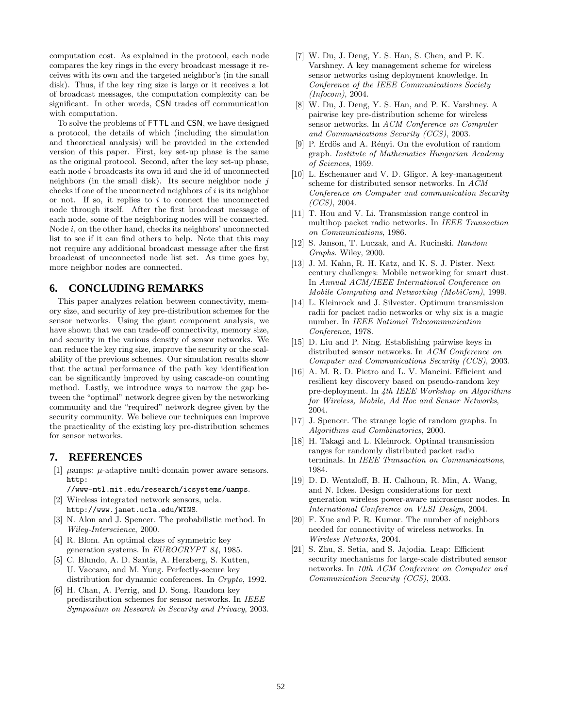computation cost. As explained in the protocol, each node compares the key rings in the every broadcast message it receives with its own and the targeted neighbor's (in the small disk). Thus, if the key ring size is large or it receives a lot of broadcast messages, the computation complexity can be significant. In other words, CSN trades off communication with computation.

To solve the problems of FTTL and CSN, we have designed a protocol, the details of which (including the simulation and theoretical analysis) will be provided in the extended version of this paper. First, key set-up phase is the same as the original protocol. Second, after the key set-up phase, each node $i$ broadcasts its own id and the id of unconnected neighbors (in the small disk). Its secure neighbor node $j$ checks if one of the unconnected neighbors of $i$ is its neighbor or not. If so, it replies to $i$ to connect the unconnected node through itself. After the first broadcast message of each node, some of the neighboring nodes will be connected. Node $i$, on the other hand, checks its neighbors' unconnected list to see if it can find others to help. Note that this may not require any additional broadcast message after the first broadcast of unconnected node list set. As time goes by, more neighbor nodes are connected.

## 6. CONCLUDING REMARKS

This paper analyzes relation between connectivity, memory size, and security of key pre-distribution schemes for the sensor networks. Using the giant component analysis, we have shown that we can trade-off connectivity, memory size, and security in the various density of sensor networks. We can reduce the key ring size, improve the security or the scalability of the previous schemes. Our simulation results show that the actual performance of the path key identification can be significantly improved by using cascade-on counting method. Lastly, we introduce ways to narrow the gap between the "optimal" network degree given by the networking community and the "required" network degree given by the security community. We believe our techniques can improve the practicality of the existing key pre-distribution schemes for sensor networks.

## 7. REFERENCES

[1] $\mu$amps: $\mu$-adaptive multi-domain power aware sensors. http://www-mtl.mit.edu/research/icsystems/uamps.

[2] Wireless integrated network sensors, ucla. http://www.janet.ucla.edu/WINS.

[3] N. Alon and J. Spencer. The probabilistic method. In *Wiley-Interscience*, 2000.

[4] R. Blom. An optimal class of symmetric key generation systems. In *EUROCRYPT 84*, 1985.

[5] C. Blundo, A. D. Santis, A. Herzberg, S. Kutten, U. Vaccaro, and M. Yung. Perfectly-secure key distribution for dynamic conferences. In *Crypto*, 1992.

[6] H. Chan, A. Perrig, and D. Song. Random key predistribution schemes for sensor networks. In *IEEE Symposium on Research in Security and Privacy*, 2003.

[7] W. Du, J. Deng, Y. S. Han, S. Chen, and P. K. Varshney. A key management scheme for wireless sensor networks using deployment knowledge. In *Conference of the IEEE Communications Society (Infocom)*, 2004.

[8] W. Du, J. Deng, Y. S. Han, and P. K. Varshney. A pairwise key pre-distribution scheme for wireless sensor networks. In *ACM Conference on Computer and Communications Security (CCS)*, 2003.

[9] P. Erdös and A. Rényi. On the evolution of random graph. *Institute of Mathematics Hungarian Academy of Sciences*, 1959.

[10] L. Eschenauer and V. D. Gligor. A key-management scheme for distributed sensor networks. In *ACM Conference on Computer and communication Security (CCS)*, 2004.

[11] T. Hou and V. Li. Transmission range control in multihop packet radio networks. In *IEEE Transaction on Communications*, 1986.

[12] S. Janson, T. Luczak, and A. Rucinski. *Random Graphs*. Wiley, 2000.

[13] J. M. Kahn, R. H. Katz, and K. S. J. Pister. Next century challenges: Mobile networking for smart dust. In *Annual ACM/IEEE International Conference on Mobile Computing and Networking (MobiCom)*, 1999.

[14] L. Kleinrock and J. Silvester. Optimum transmission radii for packet radio networks or why six is a magic number. In *IEEE National Telecommunication Conference*, 1978.

[15] D. Liu and P. Ning. Establishing pairwise keys in distributed sensor networks. In *ACM Conference on Computer and Communications Security (CCS)*, 2003.

[16] A. M. R. D. Pietro and L. V. Mancini. Efficient and resilient key discovery based on pseudo-random key pre-deployment. In *4th IEEE Workshop on Algorithms for Wireless, Mobile, Ad Hoc and Sensor Networks*, 2004.

[17] J. Spencer. The strange logic of random graphs. In *Algorithms and Combinatorics*, 2000.

[18] H. Takagi and L. Kleinrock. Optimal transmission ranges for randomly distributed packet radio terminals. In *IEEE Transaction on Communications*, 1984.

[19] D. D. Wentzloff, B. H. Calhoun, R. Min, A. Wang, and N. Ickes. Design considerations for next generation wireless power-aware microsensor nodes. In *International Conference on VLSI Design*, 2004.

[20] F. Xue and P. R. Kumar. The number of neighbors needed for connectivity of wireless networks. In *Wireless Networks*, 2004.

[21] S. Zhu, S. Setia, and S. Jajodia. Leap: Efficient security mechanisms for large-scale distributed sensor networks. In *10th ACM Conference on Computer and Communication Security (CCS)*, 2003.